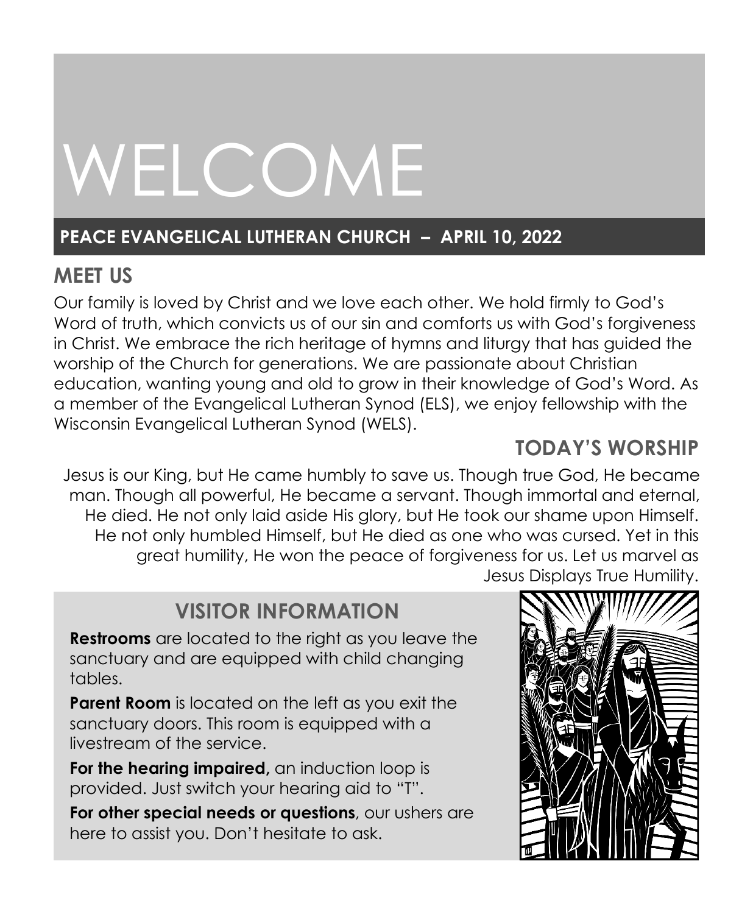# WELCOME

## PEACE EVANGELICAL LUTHERAN CHURCH – APRIL 10, 2022

## MEET US

Our family is loved by Christ and we love each other. We hold firmly to God's Word of truth, which convicts us of our sin and comforts us with God's forgiveness in Christ. We embrace the rich heritage of hymns and liturgy that has guided the worship of the Church for generations. We are passionate about Christian education, wanting young and old to grow in their knowledge of God's Word. As a member of the Evangelical Lutheran Synod (ELS), we enjoy fellowship with the Wisconsin Evangelical Lutheran Synod (WELS).

## TODAY'S WORSHIP

Jesus is our King, but He came humbly to save us. Though true God, He became man. Though all powerful, He became a servant. Though immortal and eternal, He died. He not only laid aside His glory, but He took our shame upon Himself. He not only humbled Himself, but He died as one who was cursed. Yet in this great humility, He won the peace of forgiveness for us. Let us marvel as Jesus Displays True Humility.

## VISITOR INFORMATION

**Restrooms** are located to the right as you leave the sanctuary and are equipped with child changing tables.

**Parent Room** is located on the left as you exit the sanctuary doors. This room is equipped with a livestream of the service.

**For the hearing impaired,** an induction loop is provided. Just switch your hearing aid to "T".

**For other special needs or questions**, our ushers are here to assist you. Don't hesitate to ask.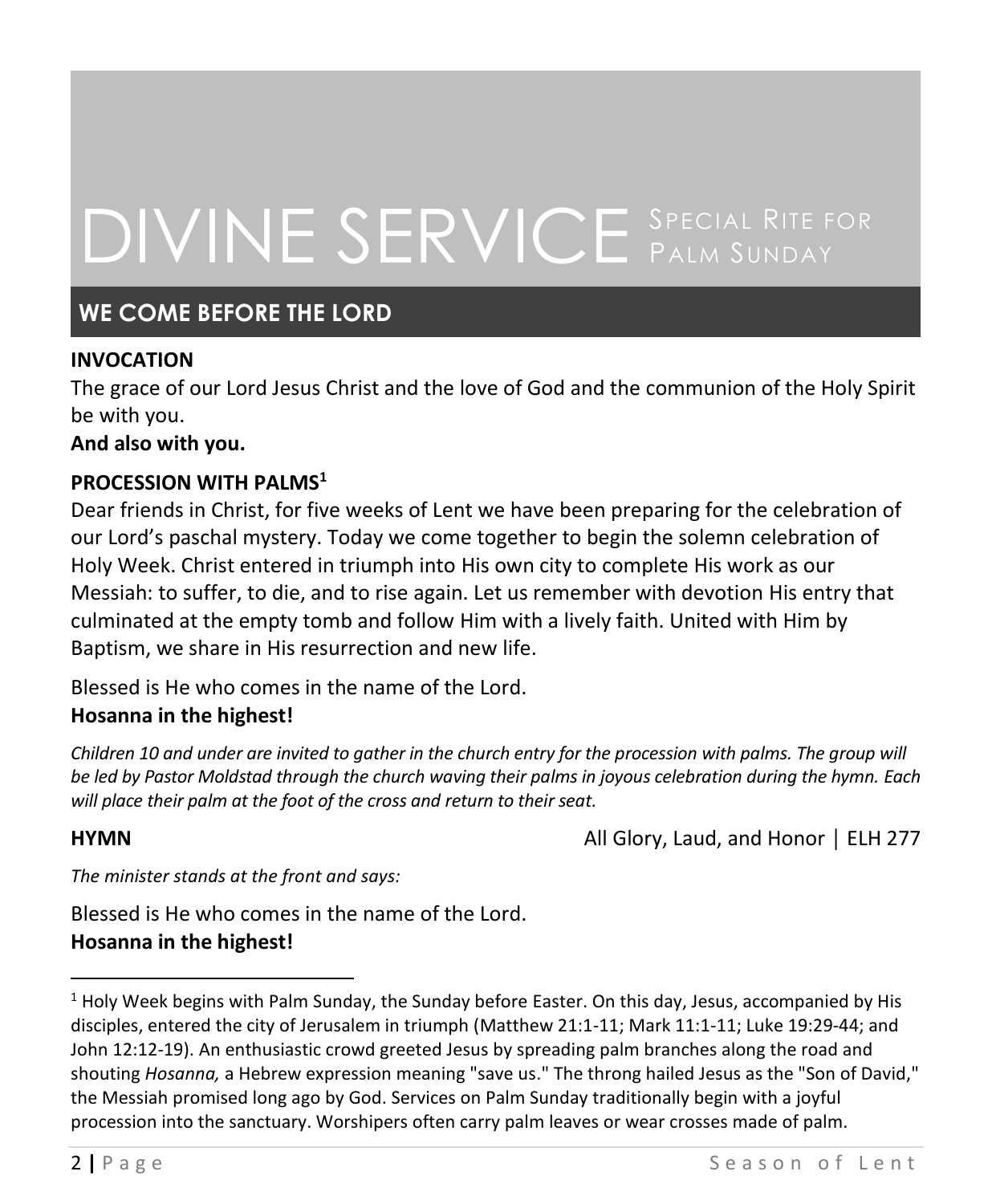# DIVINE SERVICE Special Rite for Palm Sunday

## WE COME BEFORE THE LORD

**INVOCATION**

The grace of our Lord Jesus Christ and the love of God and the communion of the Holy Spirit be with you.

**And also with you.**

**PROCESSION WITH PALMS[1]**

Dear friends in Christ, for five weeks of Lent we have been preparing for the celebration of our Lord's paschal mystery. Today we come together to begin the solemn celebration of Holy Week. Christ entered in triumph into His own city to complete His work as our Messiah: to suffer, to die, and to rise again. Let us remember with devotion His entry that culminated at the empty tomb and follow Him with a lively faith. United with Him by Baptism, we share in His resurrection and new life.

Blessed is He who comes in the name of the Lord.

**Hosanna in the highest!**

*Children 10 and under are invited to gather in the church entry for the procession with palms. The group will be led by Pastor Moldstad through the church waving their palms in joyous celebration during the hymn. Each will place their palm at the foot of the cross and return to their seat.*

**HYMN** All Glory, Laud, and Honor | ELH 277

*The minister stands at the front and says:*

Blessed is He who comes in the name of the Lord.

**Hosanna in the highest!**

---

[1] Holy Week begins with Palm Sunday, the Sunday before Easter. On this day, Jesus, accompanied by His disciples, entered the city of Jerusalem in triumph (Matthew 21:1-11; Mark 11:1-11; Luke 19:29-44; and John 12:12-19). An enthusiastic crowd greeted Jesus by spreading palm branches along the road and shouting *Hosanna,* a Hebrew expression meaning "save us." The throng hailed Jesus as the "Son of David," the Messiah promised long ago by God. Services on Palm Sunday traditionally begin with a joyful procession into the sanctuary. Worshipers often carry palm leaves or wear crosses made of palm.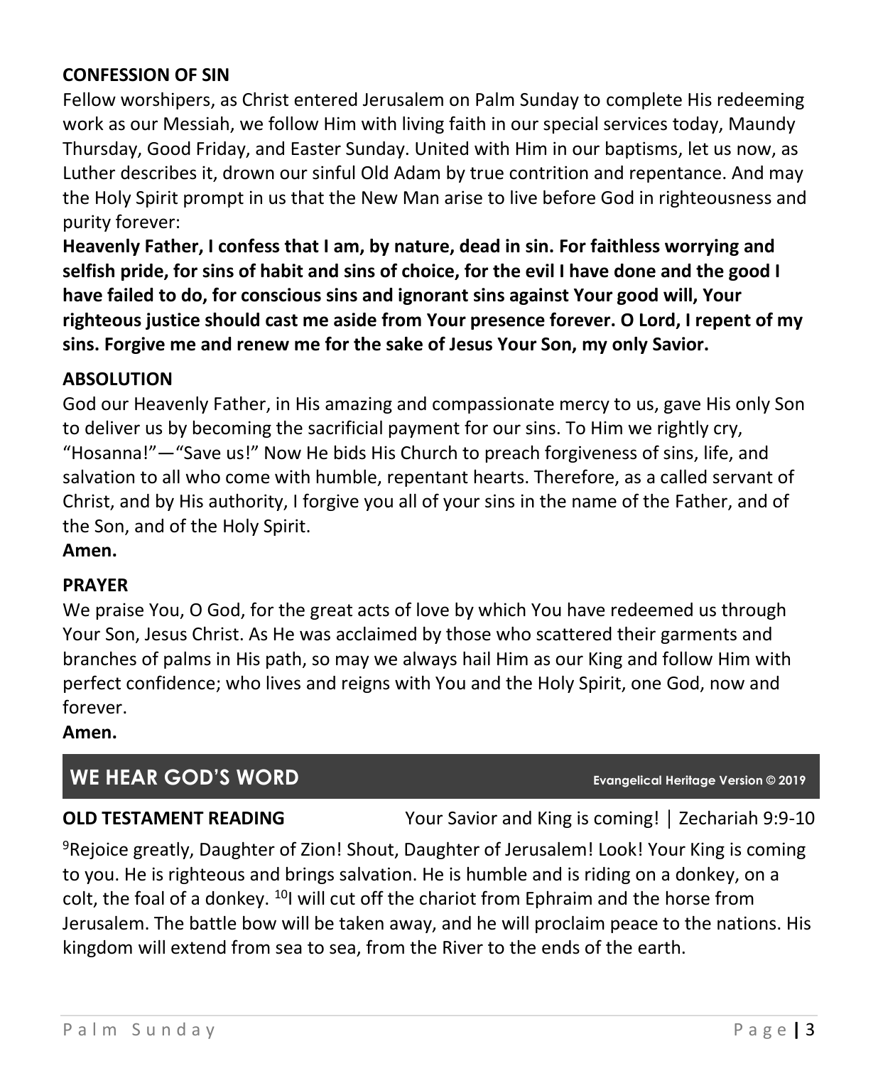**CONFESSION OF SIN**

Fellow worshipers, as Christ entered Jerusalem on Palm Sunday to complete His redeeming work as our Messiah, we follow Him with living faith in our special services today, Maundy Thursday, Good Friday, and Easter Sunday. United with Him in our baptisms, let us now, as Luther describes it, drown our sinful Old Adam by true contrition and repentance. And may the Holy Spirit prompt in us that the New Man arise to live before God in righteousness and purity forever:

**Heavenly Father, I confess that I am, by nature, dead in sin. For faithless worrying and selfish pride, for sins of habit and sins of choice, for the evil I have done and the good I have failed to do, for conscious sins and ignorant sins against Your good will, Your righteous justice should cast me aside from Your presence forever. O Lord, I repent of my sins. Forgive me and renew me for the sake of Jesus Your Son, my only Savior.**

**ABSOLUTION**

God our Heavenly Father, in His amazing and compassionate mercy to us, gave His only Son to deliver us by becoming the sacrificial payment for our sins. To Him we rightly cry, "Hosanna!"—"Save us!" Now He bids His Church to preach forgiveness of sins, life, and salvation to all who come with humble, repentant hearts. Therefore, as a called servant of Christ, and by His authority, I forgive you all of your sins in the name of the Father, and of the Son, and of the Holy Spirit.

**Amen.**

**PRAYER**

We praise You, O God, for the great acts of love by which You have redeemed us through Your Son, Jesus Christ. As He was acclaimed by those who scattered their garments and branches of palms in His path, so may we always hail Him as our King and follow Him with perfect confidence; who lives and reigns with You and the Holy Spirit, one God, now and forever.

**Amen.**

## WE HEAR GOD'S WORD

Evangelical Heritage Version © 2019

**OLD TESTAMENT READING** Your Savior and King is coming! | Zechariah 9:9-10

[9]Rejoice greatly, Daughter of Zion! Shout, Daughter of Jerusalem! Look! Your King is coming to you. He is righteous and brings salvation. He is humble and is riding on a donkey, on a colt, the foal of a donkey. [10]I will cut off the chariot from Ephraim and the horse from Jerusalem. The battle bow will be taken away, and he will proclaim peace to the nations. His kingdom will extend from sea to sea, from the River to the ends of the earth.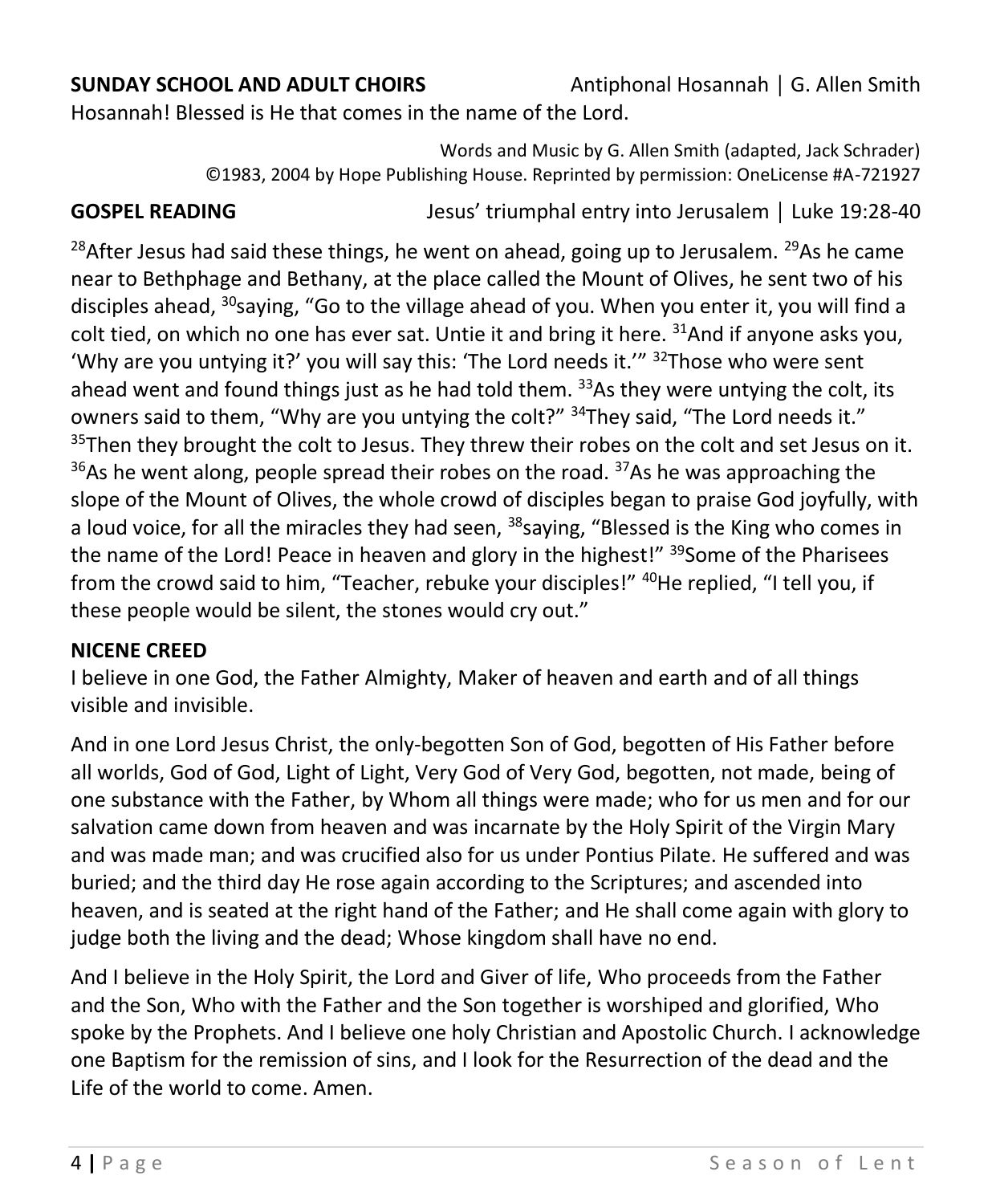**SUNDAY SCHOOL AND ADULT CHOIRS** Antiphonal Hosannah | G. Allen Smith

Hosannah! Blessed is He that comes in the name of the Lord.

Words and Music by G. Allen Smith (adapted, Jack Schrader)
©1983, 2004 by Hope Publishing House. Reprinted by permission: OneLicense #A-721927

**GOSPEL READING** Jesus' triumphal entry into Jerusalem | Luke 19:28-40

[28]After Jesus had said these things, he went on ahead, going up to Jerusalem. [29]As he came near to Bethphage and Bethany, at the place called the Mount of Olives, he sent two of his disciples ahead, [30]saying, "Go to the village ahead of you. When you enter it, you will find a colt tied, on which no one has ever sat. Untie it and bring it here. [31]And if anyone asks you, 'Why are you untying it?' you will say this: 'The Lord needs it.'" [32]Those who were sent ahead went and found things just as he had told them. [33]As they were untying the colt, its owners said to them, "Why are you untying the colt?" [34]They said, "The Lord needs it." [35]Then they brought the colt to Jesus. They threw their robes on the colt and set Jesus on it. [36]As he went along, people spread their robes on the road. [37]As he was approaching the slope of the Mount of Olives, the whole crowd of disciples began to praise God joyfully, with a loud voice, for all the miracles they had seen, [38]saying, "Blessed is the King who comes in the name of the Lord! Peace in heaven and glory in the highest!" [39]Some of the Pharisees from the crowd said to him, "Teacher, rebuke your disciples!" [40]He replied, "I tell you, if these people would be silent, the stones would cry out."

**NICENE CREED**

I believe in one God, the Father Almighty, Maker of heaven and earth and of all things visible and invisible.

And in one Lord Jesus Christ, the only-begotten Son of God, begotten of His Father before all worlds, God of God, Light of Light, Very God of Very God, begotten, not made, being of one substance with the Father, by Whom all things were made; who for us men and for our salvation came down from heaven and was incarnate by the Holy Spirit of the Virgin Mary and was made man; and was crucified also for us under Pontius Pilate. He suffered and was buried; and the third day He rose again according to the Scriptures; and ascended into heaven, and is seated at the right hand of the Father; and He shall come again with glory to judge both the living and the dead; Whose kingdom shall have no end.

And I believe in the Holy Spirit, the Lord and Giver of life, Who proceeds from the Father and the Son, Who with the Father and the Son together is worshiped and glorified, Who spoke by the Prophets. And I believe one holy Christian and Apostolic Church. I acknowledge one Baptism for the remission of sins, and I look for the Resurrection of the dead and the Life of the world to come. Amen.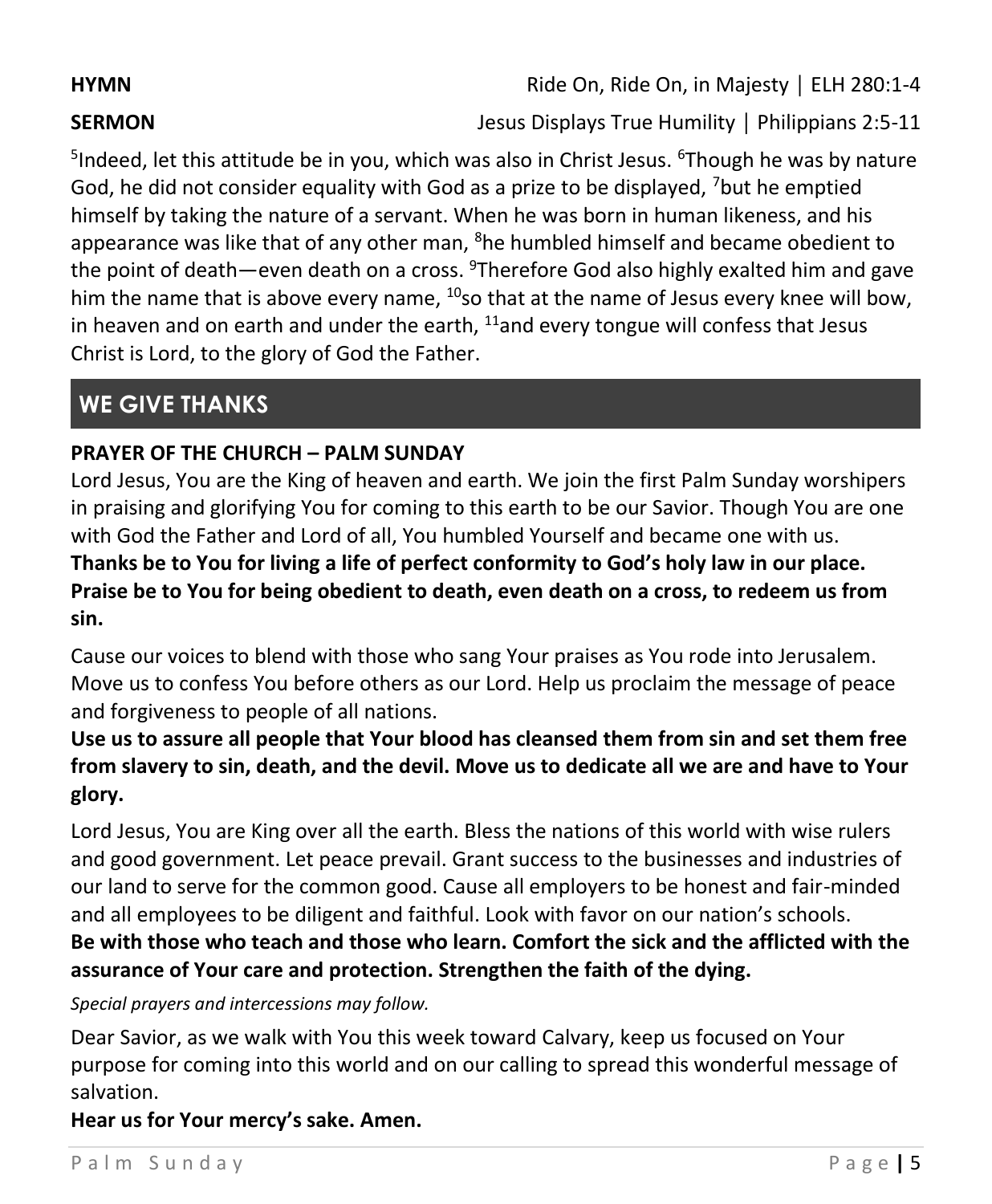**HYMN** Ride On, Ride On, in Majesty | ELH 280:1-4

**SERMON** Jesus Displays True Humility | Philippians 2:5-11

[5]Indeed, let this attitude be in you, which was also in Christ Jesus. [6]Though he was by nature God, he did not consider equality with God as a prize to be displayed, [7]but he emptied himself by taking the nature of a servant. When he was born in human likeness, and his appearance was like that of any other man, [8]he humbled himself and became obedient to the point of death—even death on a cross. [9]Therefore God also highly exalted him and gave him the name that is above every name, [10]so that at the name of Jesus every knee will bow, in heaven and on earth and under the earth, [11]and every tongue will confess that Jesus Christ is Lord, to the glory of God the Father.

## WE GIVE THANKS

**PRAYER OF THE CHURCH – PALM SUNDAY**

Lord Jesus, You are the King of heaven and earth. We join the first Palm Sunday worshipers in praising and glorifying You for coming to this earth to be our Savior. Though You are one with God the Father and Lord of all, You humbled Yourself and became one with us.
**Thanks be to You for living a life of perfect conformity to God's holy law in our place. Praise be to You for being obedient to death, even death on a cross, to redeem us from sin.**

Cause our voices to blend with those who sang Your praises as You rode into Jerusalem. Move us to confess You before others as our Lord. Help us proclaim the message of peace and forgiveness to people of all nations.
**Use us to assure all people that Your blood has cleansed them from sin and set them free from slavery to sin, death, and the devil. Move us to dedicate all we are and have to Your glory.**

Lord Jesus, You are King over all the earth. Bless the nations of this world with wise rulers and good government. Let peace prevail. Grant success to the businesses and industries of our land to serve for the common good. Cause all employers to be honest and fair-minded and all employees to be diligent and faithful. Look with favor on our nation's schools.
**Be with those who teach and those who learn. Comfort the sick and the afflicted with the assurance of Your care and protection. Strengthen the faith of the dying.**

*Special prayers and intercessions may follow.*

Dear Savior, as we walk with You this week toward Calvary, keep us focused on Your purpose for coming into this world and on our calling to spread this wonderful message of salvation.
**Hear us for Your mercy's sake. Amen.**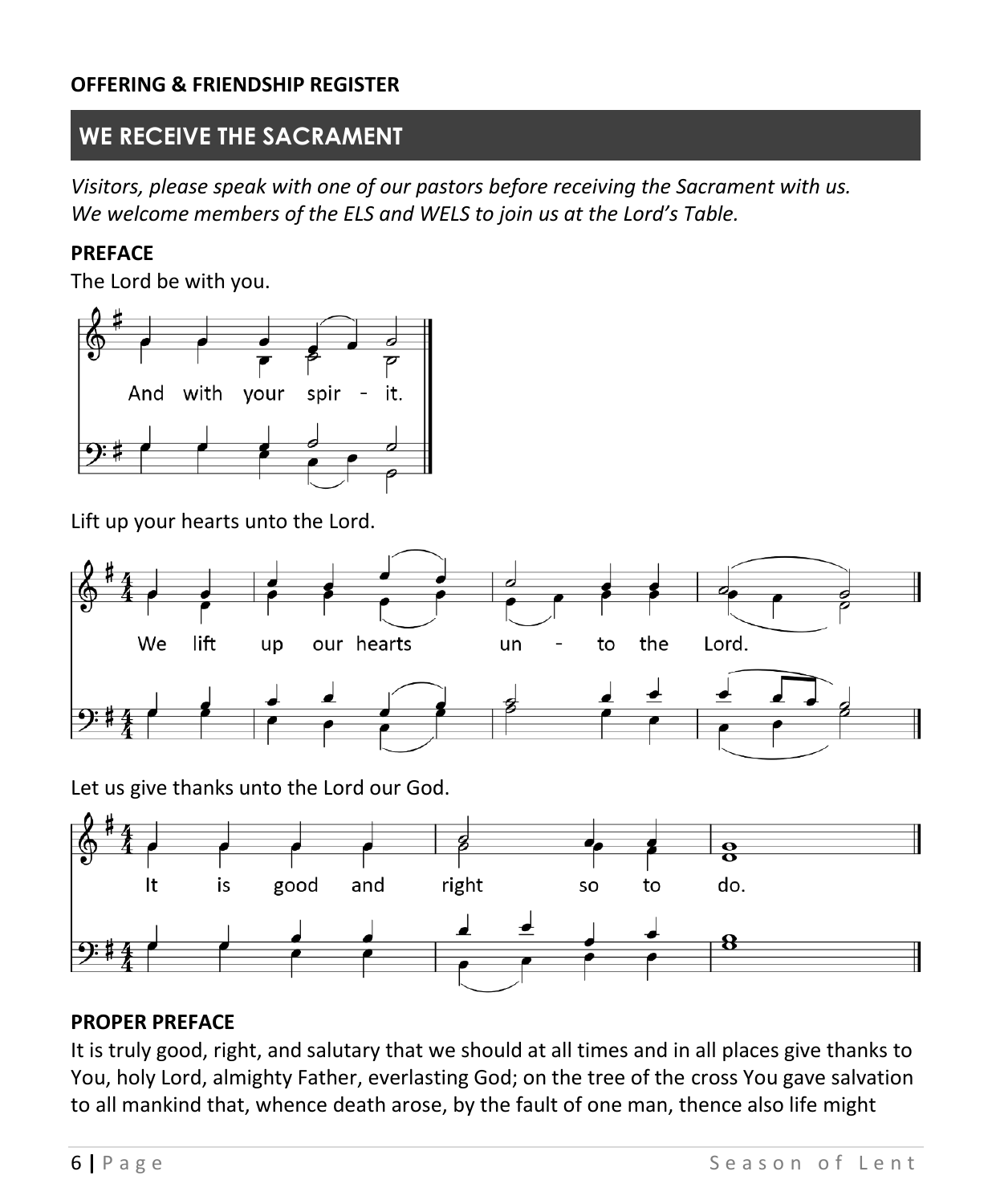**OFFERING & FRIENDSHIP REGISTER**

## WE RECEIVE THE SACRAMENT

*Visitors, please speak with one of our pastors before receiving the Sacrament with us. We welcome members of the ELS and WELS to join us at the Lord's Table.*

**PREFACE**

The Lord be with you.

And with your spir - it.

Lift up your hearts unto the Lord.

We lift up our hearts un - to the Lord.

Let us give thanks unto the Lord our God.

It is good and right so to do.

**PROPER PREFACE**

It is truly good, right, and salutary that we should at all times and in all places give thanks to You, holy Lord, almighty Father, everlasting God; on the tree of the cross You gave salvation to all mankind that, whence death arose, by the fault of one man, thence also life might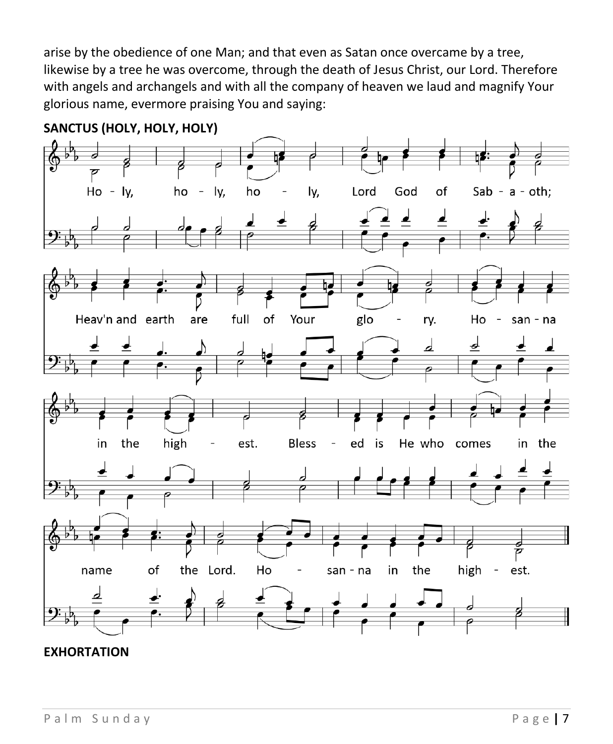arise by the obedience of one Man; and that even as Satan once overcame by a tree, likewise by a tree he was overcome, through the death of Jesus Christ, our Lord. Therefore with angels and archangels and with all the company of heaven we laud and magnify Your glorious name, evermore praising You and saying:

**SANCTUS (HOLY, HOLY, HOLY)**

Holy, holy, holy, Lord God of Sabaoth;
Heav'n and earth are full of Your glory. Hosanna in the highest.
Blessed is He who comes in the name of the Lord. Hosanna in the highest.

**EXHORTATION**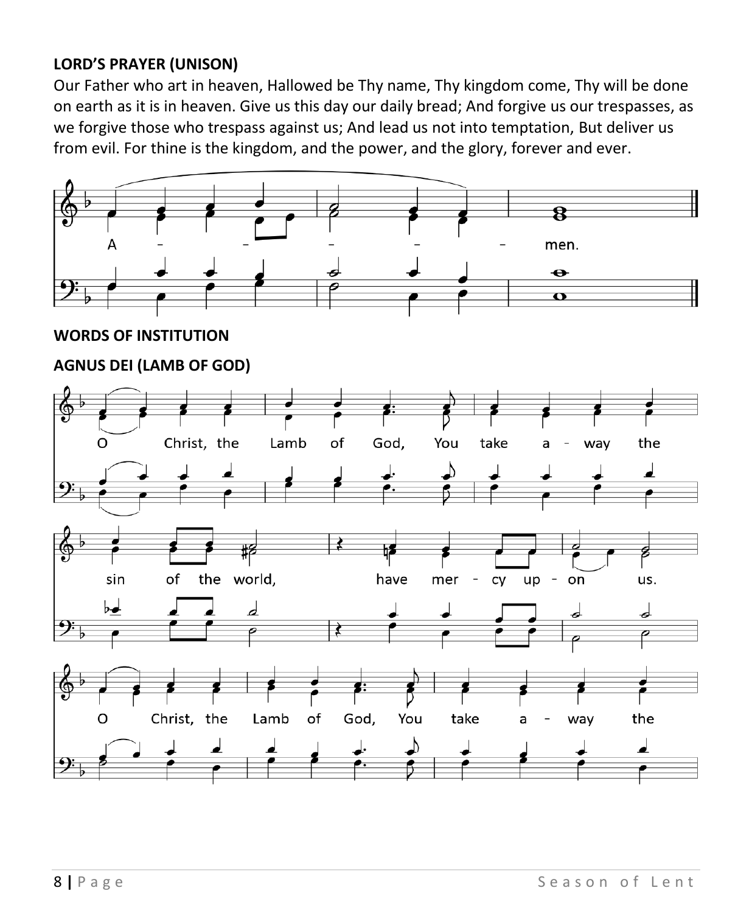**LORD'S PRAYER (UNISON)**

Our Father who art in heaven, Hallowed be Thy name, Thy kingdom come, Thy will be done on earth as it is in heaven. Give us this day our daily bread; And forgive us our trespasses, as we forgive those who trespass against us; And lead us not into temptation, But deliver us from evil. For thine is the kingdom, and the power, and the glory, forever and ever.

A - - - - - men.

**WORDS OF INSTITUTION**

**AGNUS DEI (LAMB OF GOD)**

O Christ, the Lamb of God, You take a - way the sin of the world, have mer - cy up - on us.

O Christ, the Lamb of God, You take a - way the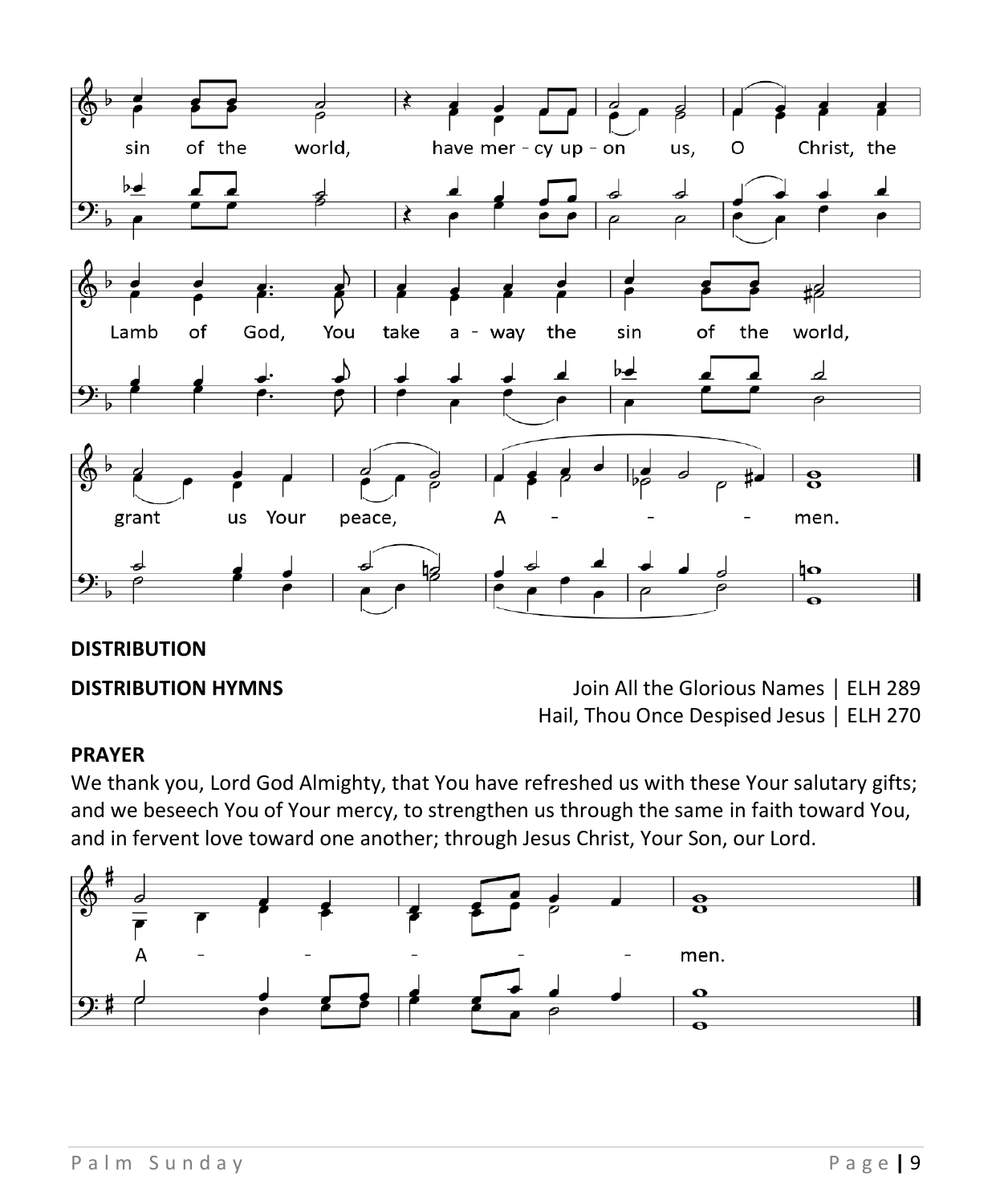sin of the world, have mer - cy up - on us, O Christ, the Lamb of God, You take a - way the sin of the world, grant us Your peace, A - - - men.

**DISTRIBUTION**

**DISTRIBUTION HYMNS** Join All the Glorious Names | ELH 289
Hail, Thou Once Despised Jesus | ELH 270

**PRAYER**

We thank you, Lord God Almighty, that You have refreshed us with these Your salutary gifts; and we beseech You of Your mercy, to strengthen us through the same in faith toward You, and in fervent love toward one another; through Jesus Christ, Your Son, our Lord.

A - - - - - men.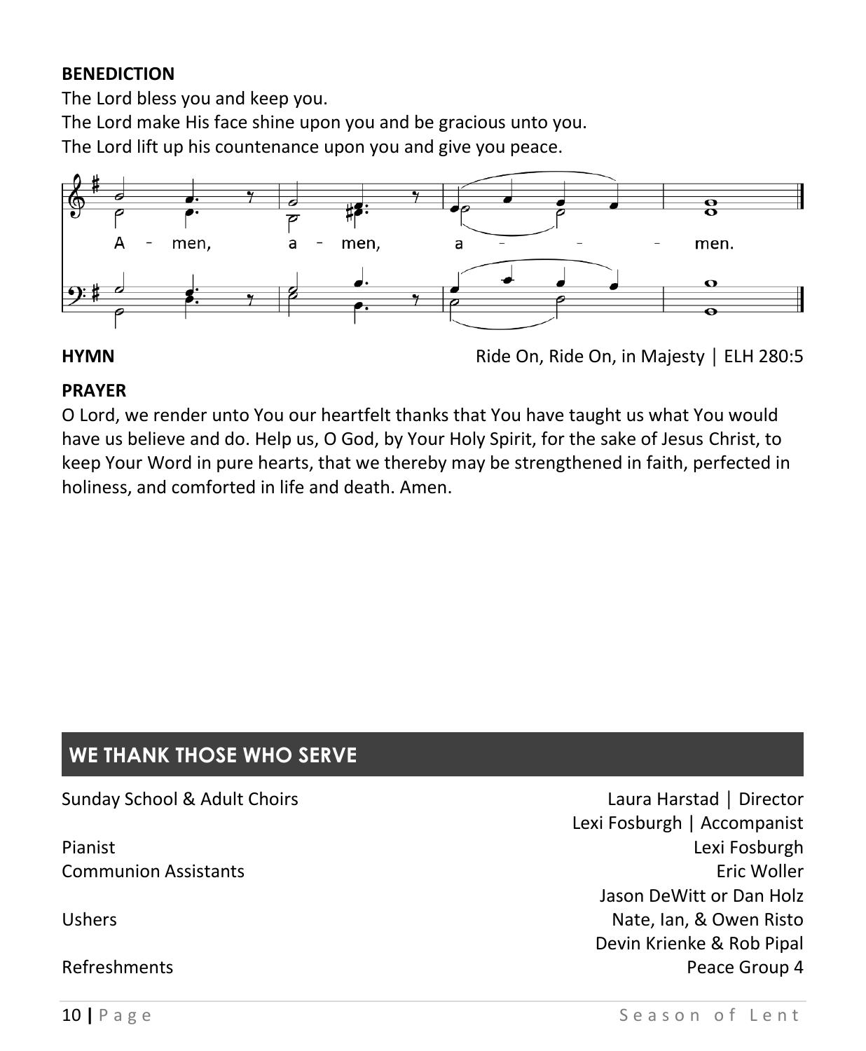**BENEDICTION**

The Lord bless you and keep you.
The Lord make His face shine upon you and be gracious unto you.
The Lord lift up his countenance upon you and give you peace.

A - men, a - men, a - - - men.

**HYMN** Ride On, Ride On, in Majesty | ELH 280:5

**PRAYER**

O Lord, we render unto You our heartfelt thanks that You have taught us what You would have us believe and do. Help us, O God, by Your Holy Spirit, for the sake of Jesus Christ, to keep Your Word in pure hearts, that we thereby may be strengthened in faith, perfected in holiness, and comforted in life and death. Amen.

## WE THANK THOSE WHO SERVE

| | |
|---|---|
| Sunday School & Adult Choirs | Laura Harstad \| Director<br>Lexi Fosburgh \| Accompanist |
| Pianist | Lexi Fosburgh |
| Communion Assistants | Eric Woller<br>Jason DeWitt or Dan Holz |
| Ushers | Nate, Ian, & Owen Risto<br>Devin Krienke & Rob Pipal |
| Refreshments | Peace Group 4 |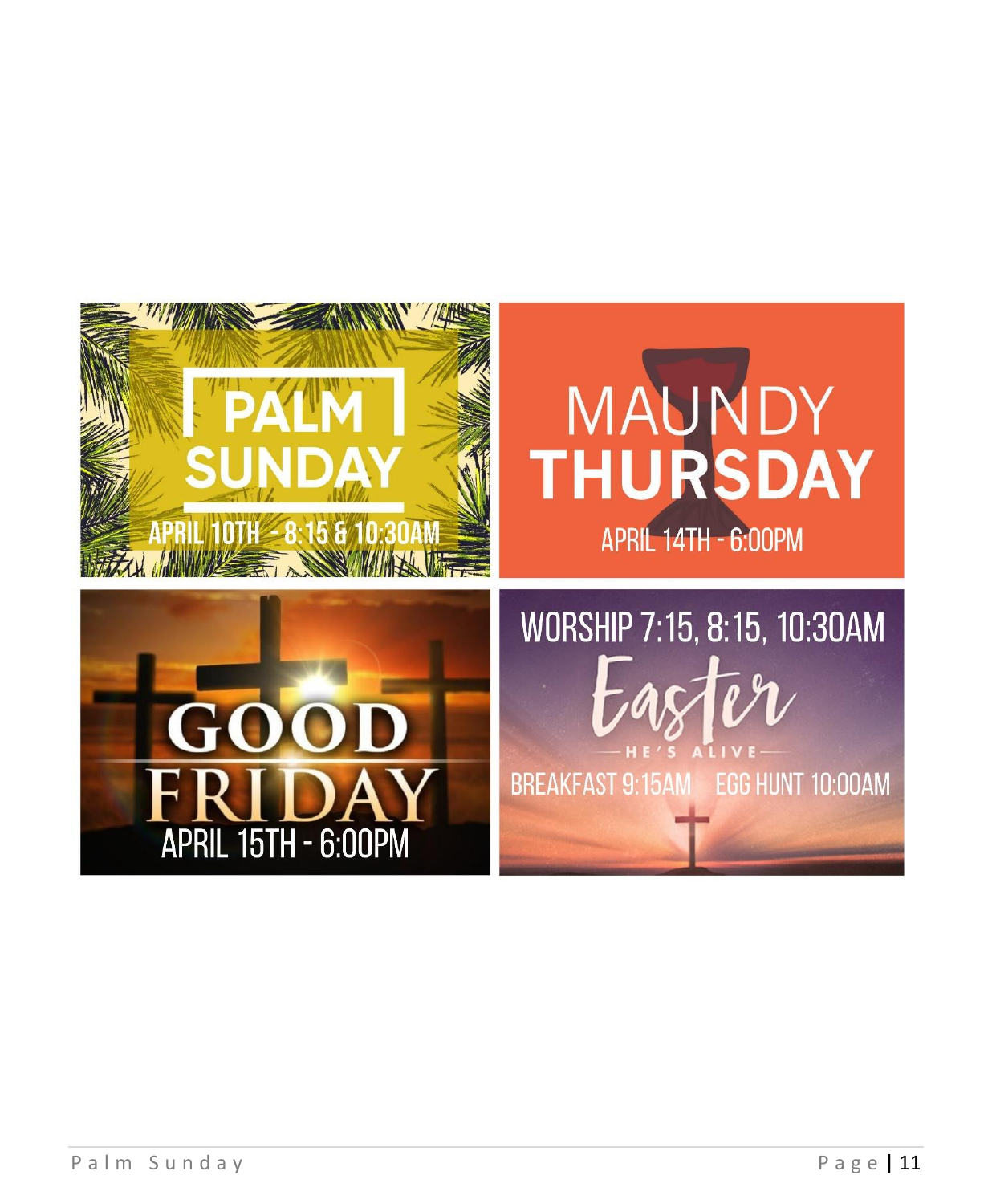PALM SUNDAY

APRIL 10TH - 8:15 & 10:30AM

MAUNDY THURSDAY

APRIL 14TH - 6:00PM

GOOD FRIDAY

APRIL 15TH - 6:00PM

WORSHIP 7:15, 8:15, 10:30AM

Easter

HE'S ALIVE

BREAKFAST 9:15AM EGG HUNT 10:00AM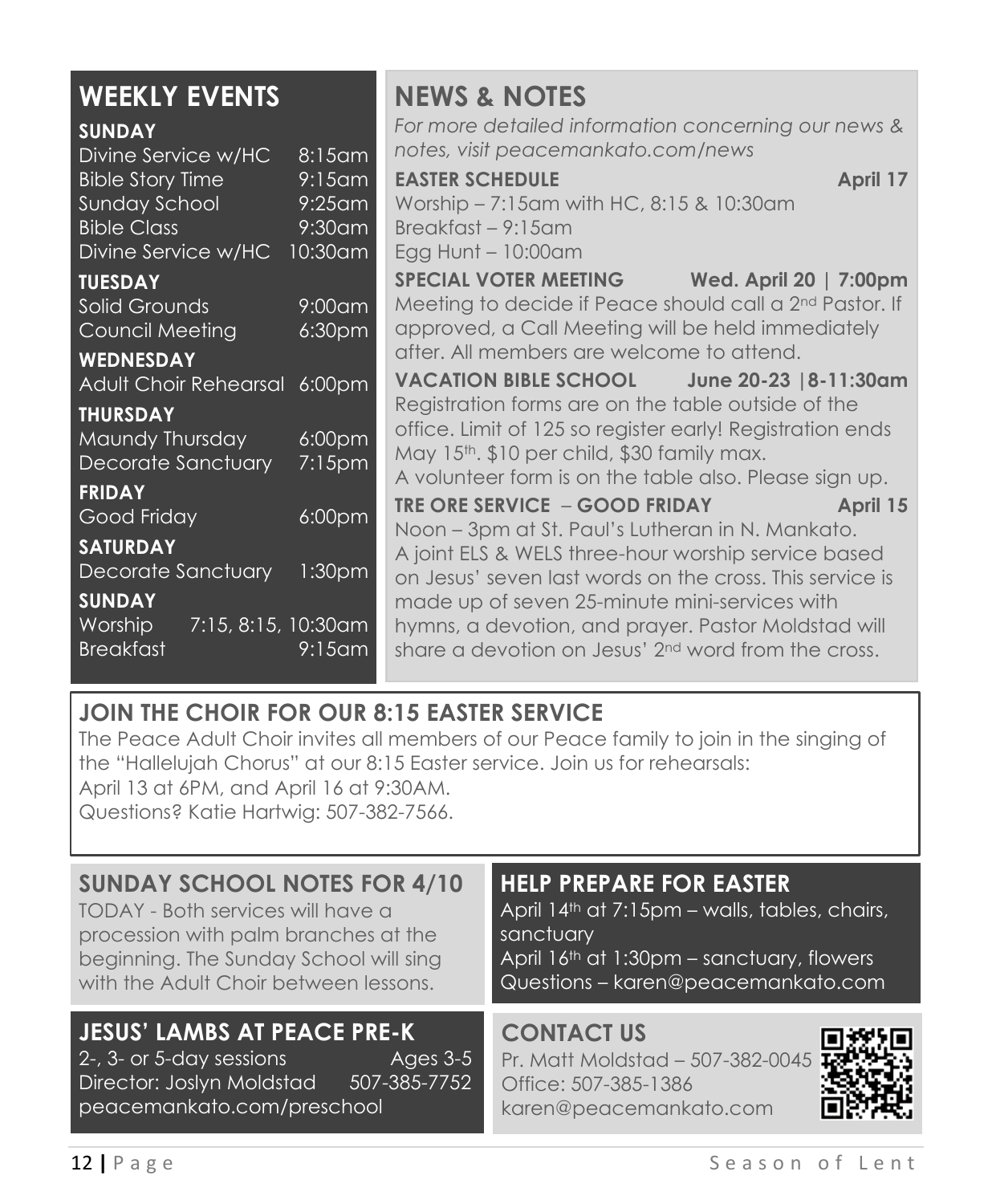## WEEKLY EVENTS

**SUNDAY**

| | |
|---|---|
| Divine Service w/HC | 8:15am |
| Bible Story Time | 9:15am |
| Sunday School | 9:25am |
| Bible Class | 9:30am |
| Divine Service w/HC | 10:30am |

**TUESDAY**

| | |
|---|---|
| Solid Grounds | 9:00am |
| Council Meeting | 6:30pm |

**WEDNESDAY**

| | |
|---|---|
| Adult Choir Rehearsal | 6:00pm |

**THURSDAY**

| | |
|---|---|
| Maundy Thursday | 6:00pm |
| Decorate Sanctuary | 7:15pm |

**FRIDAY**

| | |
|---|---|
| Good Friday | 6:00pm |

**SATURDAY**

| | |
|---|---|
| Decorate Sanctuary | 1:30pm |

**SUNDAY**

| | |
|---|---|
| Worship | 7:15, 8:15, 10:30am |
| Breakfast | 9:15am |

## NEWS & NOTES

*For more detailed information concerning our news & notes, visit peacemankato.com/news*

**EASTER SCHEDULE** — **April 17**

Worship – 7:15am with HC, 8:15 & 10:30am
Breakfast – 9:15am
Egg Hunt – 10:00am

**SPECIAL VOTER MEETING** — **Wed. April 20 | 7:00pm**

Meeting to decide if Peace should call a 2nd Pastor. If approved, a Call Meeting will be held immediately after. All members are welcome to attend.

**VACATION BIBLE SCHOOL** — **June 20-23 | 8-11:30am**

Registration forms are on the table outside of the office. Limit of 125 so register early! Registration ends May 15th. $10 per child, $30 family max.
A volunteer form is on the table also. Please sign up.

**TRE ORE SERVICE – GOOD FRIDAY** — **April 15**

Noon – 3pm at St. Paul's Lutheran in N. Mankato. A joint ELS & WELS three-hour worship service based on Jesus' seven last words on the cross. This service is made up of seven 25-minute mini-services with hymns, a devotion, and prayer. Pastor Moldstad will share a devotion on Jesus' 2nd word from the cross.

## JOIN THE CHOIR FOR OUR 8:15 EASTER SERVICE

The Peace Adult Choir invites all members of our Peace family to join in the singing of the "Hallelujah Chorus" at our 8:15 Easter service. Join us for rehearsals:
April 13 at 6PM, and April 16 at 9:30AM.
Questions? Katie Hartwig: 507-382-7566.

## SUNDAY SCHOOL NOTES FOR 4/10

TODAY - Both services will have a procession with palm branches at the beginning. The Sunday School will sing with the Adult Choir between lessons.

## HELP PREPARE FOR EASTER

April 14th at 7:15pm – walls, tables, chairs, sanctuary
April 16th at 1:30pm – sanctuary, flowers
Questions – karen@peacemankato.com

## JESUS' LAMBS AT PEACE PRE-K

2-, 3- or 5-day sessions — Ages 3-5
Director: Joslyn Moldstad — 507-385-7752
peacemankato.com/preschool

## CONTACT US

Pr. Matt Moldstad – 507-382-0045
Office: 507-385-1386
karen@peacemankato.com